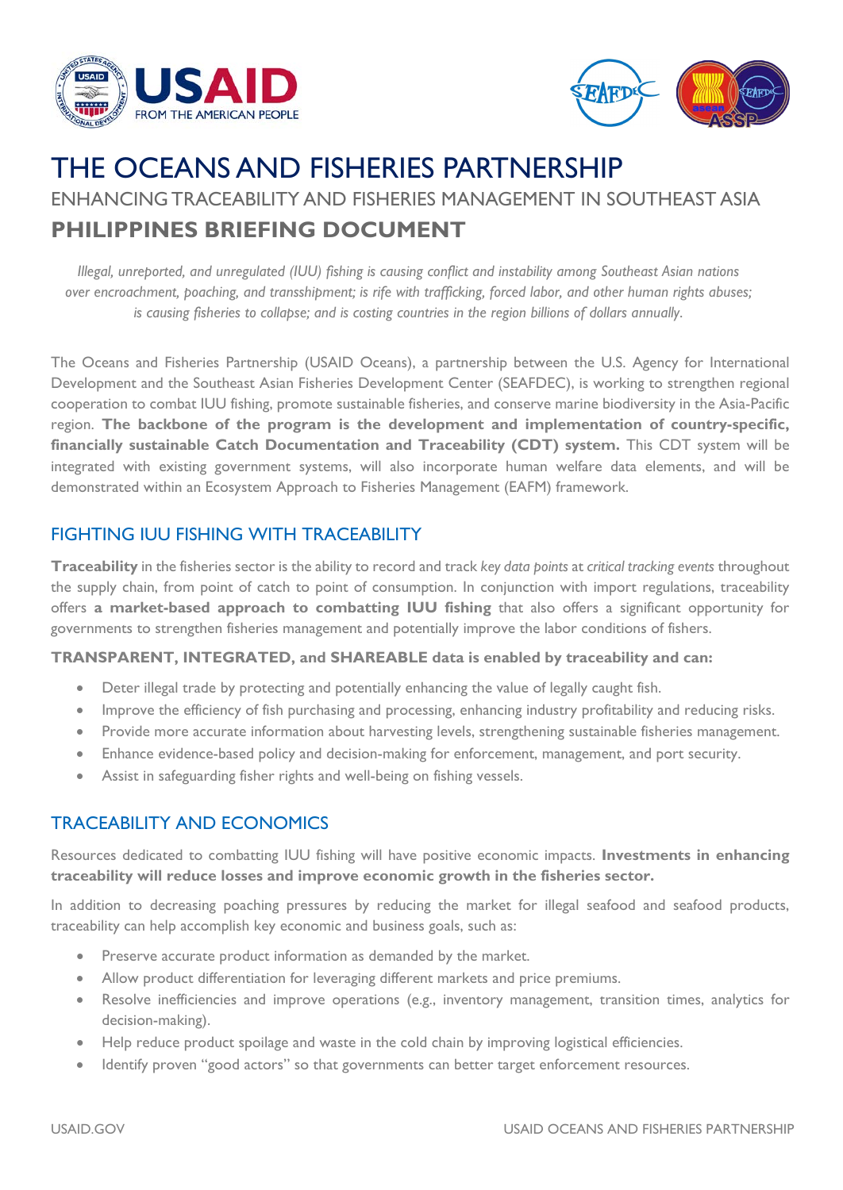# THE OCEANS AND FISHERIES PARTNERSHIP

## ENHANCING TRACEABILITY AND FISHERIES MANAGEMENT IN SOUTHEAST ASIA

## PHILIPPINES BRIEFING DOCUMENT

*Illegal, unreported, and unregulated (IUU) fishing is causing conflict and instability among Southeast Asian nations over encroachment, poaching, and transshipment; is rife with trafficking, forced labor, and other human rights abuses; is causing fisheries to collapse; and is costing countries in the region billions of dollars annually.*

The Oceans and Fisheries Partnership (USAID Oceans), a partnership between the U.S. Agency for International Development and the Southeast Asian Fisheries Development Center (SEAFDEC), is working to strengthen regional cooperation to combat IUU fishing, promote sustainable fisheries, and conserve marine biodiversity in the Asia-Pacific region. **The backbone of the program is the development and implementation of country-specific, financially sustainable Catch Documentation and Traceability (CDT) system.** This CDT system will be integrated with existing government systems, will also incorporate human welfare data elements, and will be demonstrated within an Ecosystem Approach to Fisheries Management (EAFM) framework.

### FIGHTING IUU FISHING WITH TRACEABILITY

**Traceability** in the fisheries sector is the ability to record and track *key data points* at *critical tracking events* throughout the supply chain, from point of catch to point of consumption. In conjunction with import regulations, traceability offers **a market-based approach to combatting IUU fishing** that also offers a significant opportunity for governments to strengthen fisheries management and potentially improve the labor conditions of fishers.

**TRANSPARENT, INTEGRATED, and SHAREABLE data is enabled by traceability and can:**

- Deter illegal trade by protecting and potentially enhancing the value of legally caught fish.
- Improve the efficiency of fish purchasing and processing, enhancing industry profitability and reducing risks.
- Provide more accurate information about harvesting levels, strengthening sustainable fisheries management.
- Enhance evidence-based policy and decision-making for enforcement, management, and port security.
- Assist in safeguarding fisher rights and well-being on fishing vessels.

### TRACEABILITY AND ECONOMICS

Resources dedicated to combatting IUU fishing will have positive economic impacts. **Investments in enhancing traceability will reduce losses and improve economic growth in the fisheries sector.**

In addition to decreasing poaching pressures by reducing the market for illegal seafood and seafood products, traceability can help accomplish key economic and business goals, such as:

- Preserve accurate product information as demanded by the market.
- Allow product differentiation for leveraging different markets and price premiums.
- Resolve inefficiencies and improve operations (e.g., inventory management, transition times, analytics for decision-making).
- Help reduce product spoilage and waste in the cold chain by improving logistical efficiencies.
- Identify proven "good actors" so that governments can better target enforcement resources.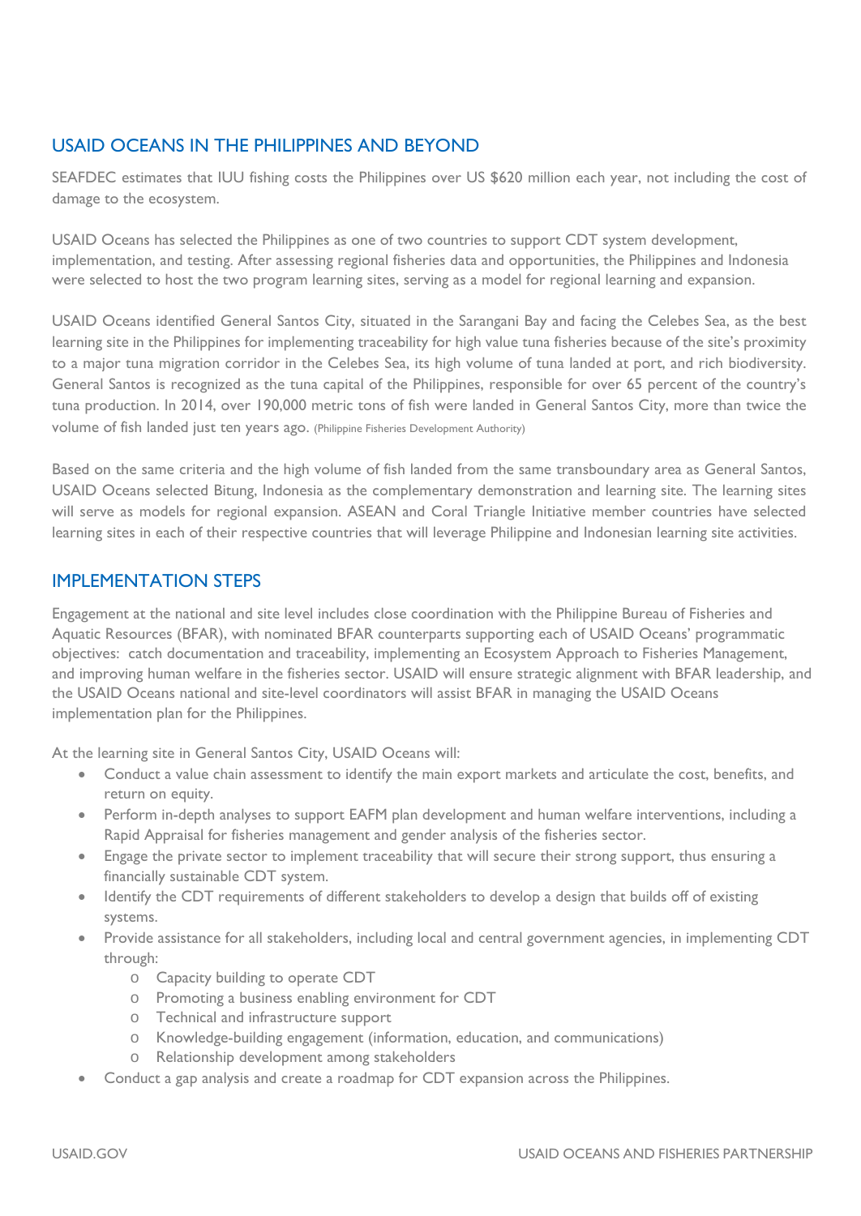## USAID OCEANS IN THE PHILIPPINES AND BEYOND

SEAFDEC estimates that IUU fishing costs the Philippines over US $620 million each year, not including the cost of damage to the ecosystem.

USAID Oceans has selected the Philippines as one of two countries to support CDT system development, implementation, and testing. After assessing regional fisheries data and opportunities, the Philippines and Indonesia were selected to host the two program learning sites, serving as a model for regional learning and expansion.

USAID Oceans identified General Santos City, situated in the Sarangani Bay and facing the Celebes Sea, as the best learning site in the Philippines for implementing traceability for high value tuna fisheries because of the site's proximity to a major tuna migration corridor in the Celebes Sea, its high volume of tuna landed at port, and rich biodiversity. General Santos is recognized as the tuna capital of the Philippines, responsible for over 65 percent of the country's tuna production. In 2014, over 190,000 metric tons of fish were landed in General Santos City, more than twice the volume of fish landed just ten years ago. (Philippine Fisheries Development Authority)

Based on the same criteria and the high volume of fish landed from the same transboundary area as General Santos, USAID Oceans selected Bitung, Indonesia as the complementary demonstration and learning site. The learning sites will serve as models for regional expansion. ASEAN and Coral Triangle Initiative member countries have selected learning sites in each of their respective countries that will leverage Philippine and Indonesian learning site activities.

## IMPLEMENTATION STEPS

Engagement at the national and site level includes close coordination with the Philippine Bureau of Fisheries and Aquatic Resources (BFAR), with nominated BFAR counterparts supporting each of USAID Oceans' programmatic objectives: catch documentation and traceability, implementing an Ecosystem Approach to Fisheries Management, and improving human welfare in the fisheries sector. USAID will ensure strategic alignment with BFAR leadership, and the USAID Oceans national and site-level coordinators will assist BFAR in managing the USAID Oceans implementation plan for the Philippines.

At the learning site in General Santos City, USAID Oceans will:

- Conduct a value chain assessment to identify the main export markets and articulate the cost, benefits, and return on equity.
- Perform in-depth analyses to support EAFM plan development and human welfare interventions, including a Rapid Appraisal for fisheries management and gender analysis of the fisheries sector.
- Engage the private sector to implement traceability that will secure their strong support, thus ensuring a financially sustainable CDT system.
- Identify the CDT requirements of different stakeholders to develop a design that builds off of existing systems.
- Provide assistance for all stakeholders, including local and central government agencies, in implementing CDT through:
  - Capacity building to operate CDT
  - Promoting a business enabling environment for CDT
  - Technical and infrastructure support
  - Knowledge-building engagement (information, education, and communications)
  - Relationship development among stakeholders
- Conduct a gap analysis and create a roadmap for CDT expansion across the Philippines.